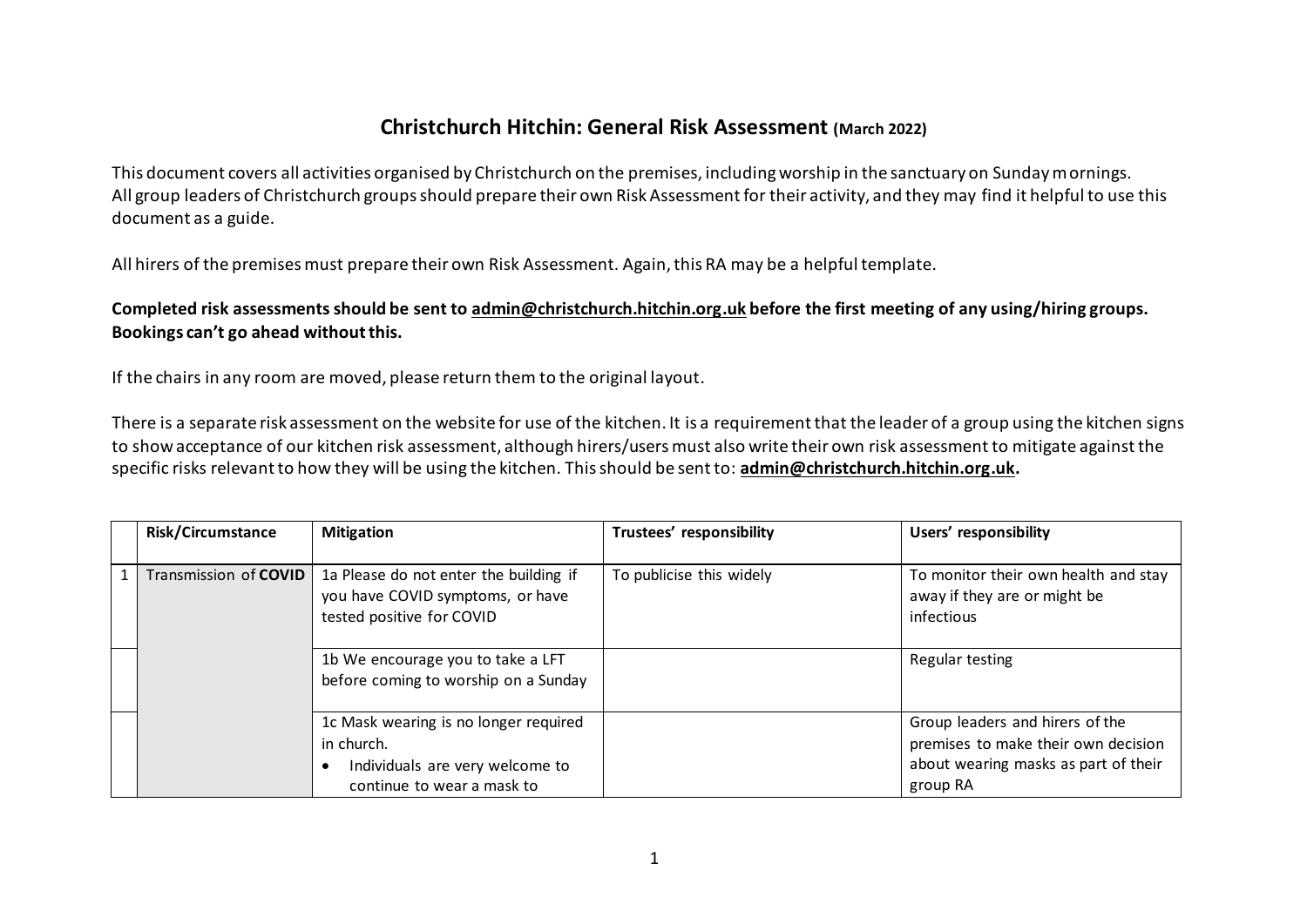# Christchurch Hitchin: General Risk Assessment (March 2022)

This document covers all activities organised by Christchurch on the premises, including worship in the sanctuary on Sunday mornings.
All group leaders of Christchurch groups should prepare their own Risk Assessment for their activity, and they may find it helpful to use this document as a guide.

All hirers of the premises must prepare their own Risk Assessment. Again, this RA may be a helpful template.

**Completed risk assessments should be sent to admin@christchurch.hitchin.org.uk before the first meeting of any using/hiring groups. Bookings can't go ahead without this.**

If the chairs in any room are moved, please return them to the original layout.

There is a separate risk assessment on the website for use of the kitchen. It is a requirement that the leader of a group using the kitchen signs to show acceptance of our kitchen risk assessment, although hirers/users must also write their own risk assessment to mitigate against the specific risks relevant to how they will be using the kitchen. This should be sent to: **admin@christchurch.hitchin.org.uk.**

| | Risk/Circumstance | Mitigation | Trustees' responsibility | Users' responsibility |
|---|---|---|---|---|
| 1 | Transmission of **COVID** | 1a Please do not enter the building if you have COVID symptoms, or have tested positive for COVID | To publicise this widely | To monitor their own health and stay away if they are or might be infectious |
| | | 1b We encourage you to take a LFT before coming to worship on a Sunday | | Regular testing |
| | | 1c Mask wearing is no longer required in church.<br>• Individuals are very welcome to continue to wear a mask to | | Group leaders and hirers of the premises to make their own decision about wearing masks as part of their group RA |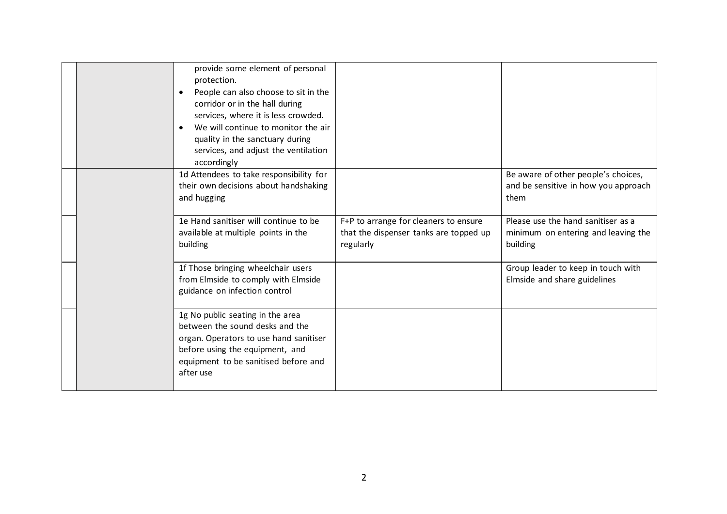| | | | | |
|---|---|---|---|---|
| | | provide some element of personal protection.<br>• People can also choose to sit in the corridor or in the hall during services, where it is less crowded.<br>• We will continue to monitor the air quality in the sanctuary during services, and adjust the ventilation accordingly | | |
| | | 1d Attendees to take responsibility for their own decisions about handshaking and hugging | | Be aware of other people's choices, and be sensitive in how you approach them |
| | | 1e Hand sanitiser will continue to be available at multiple points in the building | F+P to arrange for cleaners to ensure that the dispenser tanks are topped up regularly | Please use the hand sanitiser as a minimum on entering and leaving the building |
| | | 1f Those bringing wheelchair users from Elmside to comply with Elmside guidance on infection control | | Group leader to keep in touch with Elmside and share guidelines |
| | | 1g No public seating in the area between the sound desks and the organ. Operators to use hand sanitiser before using the equipment, and equipment to be sanitised before and after use | | |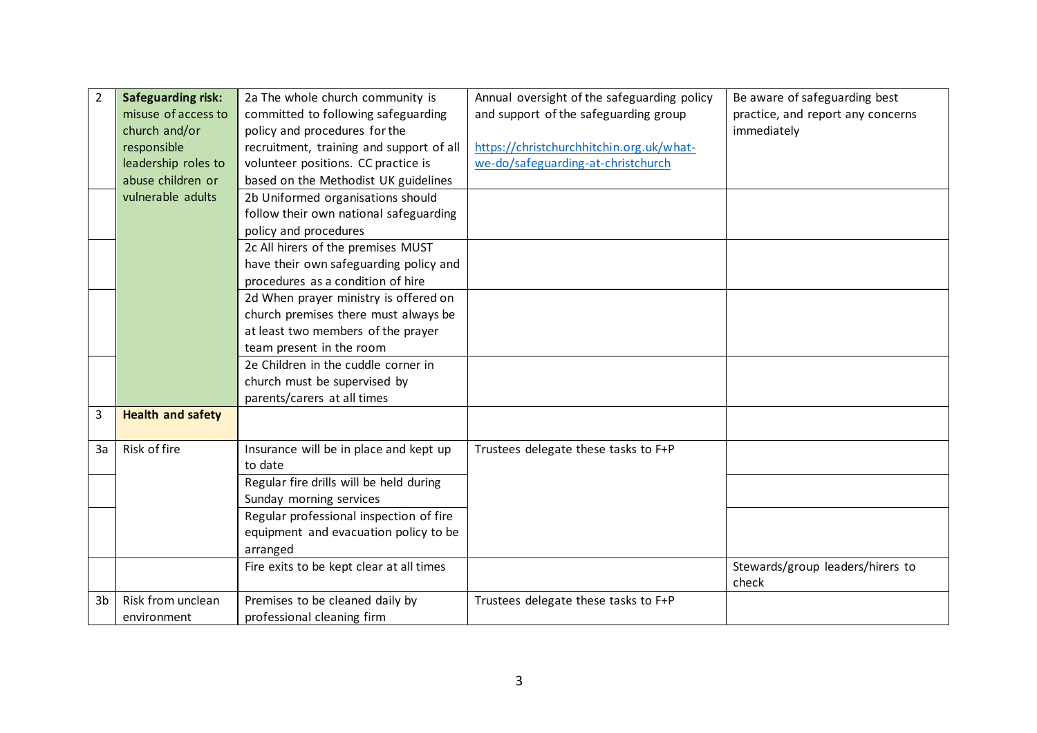| 2 | **Safeguarding risk:** misuse of access to church and/or responsible leadership roles to abuse children or vulnerable adults | 2a The whole church community is committed to following safeguarding policy and procedures for the recruitment, training and support of all volunteer positions. CC practice is based on the Methodist UK guidelines | Annual oversight of the safeguarding policy and support of the safeguarding group<br><br>https://christchurchhitchin.org.uk/what-we-do/safeguarding-at-christchurch | Be aware of safeguarding best practice, and report any concerns immediately |
|---|---|---|---|---|
| | | 2b Uniformed organisations should follow their own national safeguarding policy and procedures | | |
| | | 2c All hirers of the premises MUST have their own safeguarding policy and procedures as a condition of hire | | |
| | | 2d When prayer ministry is offered on church premises there must always be at least two members of the prayer team present in the room | | |
| | | 2e Children in the cuddle corner in church must be supervised by parents/carers at all times | | |
| 3 | **Health and safety** | | | |
| 3a | Risk of fire | Insurance will be in place and kept up to date | Trustees delegate these tasks to F+P | |
| | | Regular fire drills will be held during Sunday morning services | | |
| | | Regular professional inspection of fire equipment and evacuation policy to be arranged | | |
| | | Fire exits to be kept clear at all times | | Stewards/group leaders/hirers to check |
| 3b | Risk from unclean environment | Premises to be cleaned daily by professional cleaning firm | Trustees delegate these tasks to F+P | |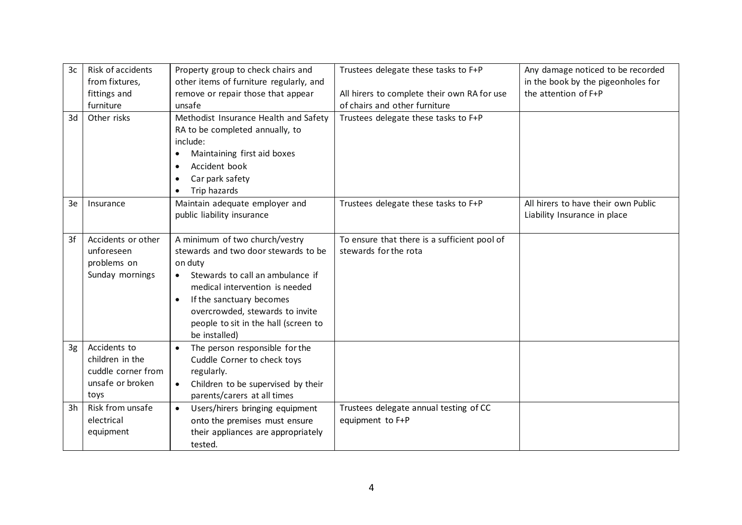| | | | | |
|---|---|---|---|---|
| 3c | Risk of accidents from fixtures, fittings and furniture | Property group to check chairs and other items of furniture regularly, and remove or repair those that appear unsafe | Trustees delegate these tasks to F+P<br><br>All hirers to complete their own RA for use of chairs and other furniture | Any damage noticed to be recorded in the book by the pigeonholes for the attention of F+P |
| 3d | Other risks | Methodist Insurance Health and Safety RA to be completed annually, to include:<br>• Maintaining first aid boxes<br>• Accident book<br>• Car park safety<br>• Trip hazards | Trustees delegate these tasks to F+P | |
| 3e | Insurance | Maintain adequate employer and public liability insurance | Trustees delegate these tasks to F+P | All hirers to have their own Public Liability Insurance in place |
| 3f | Accidents or other unforeseen problems on Sunday mornings | A minimum of two church/vestry stewards and two door stewards to be on duty<br>• Stewards to call an ambulance if medical intervention is needed<br>• If the sanctuary becomes overcrowded, stewards to invite people to sit in the hall (screen to be installed) | To ensure that there is a sufficient pool of stewards for the rota | |
| 3g | Accidents to children in the cuddle corner from unsafe or broken toys | • The person responsible for the Cuddle Corner to check toys regularly.<br>• Children to be supervised by their parents/carers at all times | | |
| 3h | Risk from unsafe electrical equipment | • Users/hirers bringing equipment onto the premises must ensure their appliances are appropriately tested. | Trustees delegate annual testing of CC equipment to F+P | |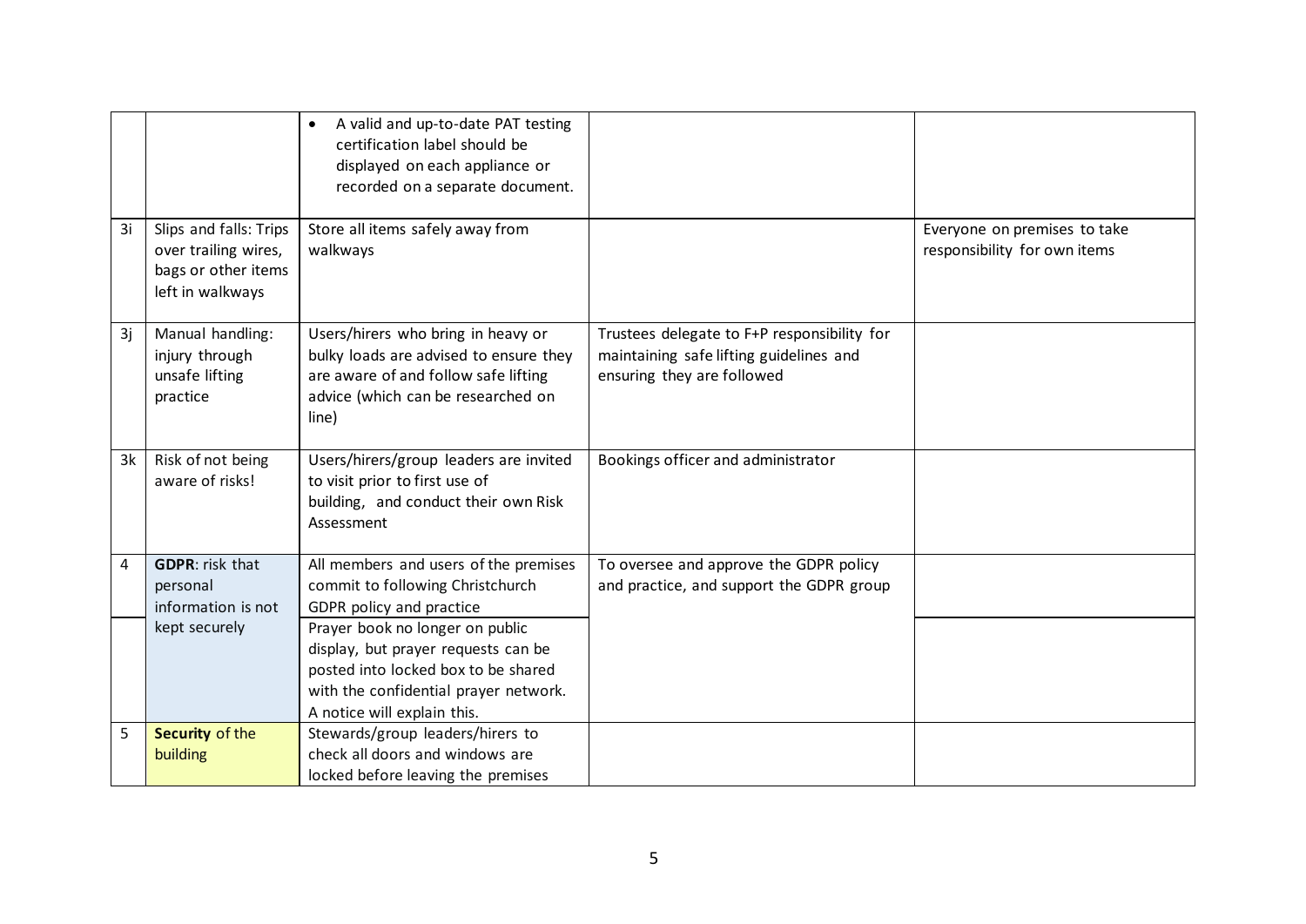| | | | | |
|---|---|---|---|---|
| | | • A valid and up-to-date PAT testing certification label should be displayed on each appliance or recorded on a separate document. | | |
| 3i | Slips and falls: Trips over trailing wires, bags or other items left in walkways | Store all items safely away from walkways | | Everyone on premises to take responsibility for own items |
| 3j | Manual handling: injury through unsafe lifting practice | Users/hirers who bring in heavy or bulky loads are advised to ensure they are aware of and follow safe lifting advice (which can be researched on line) | Trustees delegate to F+P responsibility for maintaining safe lifting guidelines and ensuring they are followed | |
| 3k | Risk of not being aware of risks! | Users/hirers/group leaders are invited to visit prior to first use of building, and conduct their own Risk Assessment | Bookings officer and administrator | |
| 4 | **GDPR**: risk that personal information is not kept securely | All members and users of the premises commit to following Christchurch GDPR policy and practice | To oversee and approve the GDPR policy and practice, and support the GDPR group | |
| | | Prayer book no longer on public display, but prayer requests can be posted into locked box to be shared with the confidential prayer network. A notice will explain this. | | |
| 5 | **Security** of the building | Stewards/group leaders/hirers to check all doors and windows are locked before leaving the premises | | |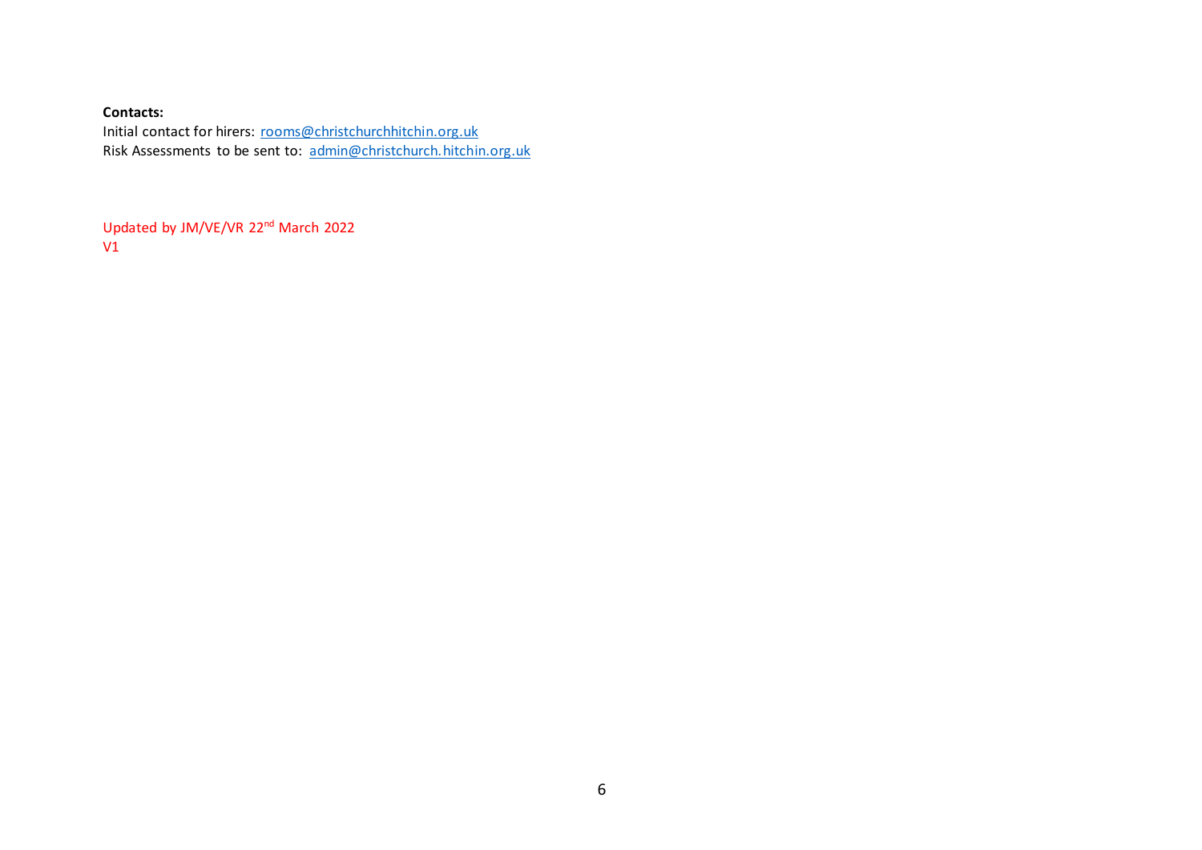**Contacts:**
Initial contact for hirers: rooms@christchurchhitchin.org.uk
Risk Assessments to be sent to: admin@christchurch.hitchin.org.uk

Updated by JM/VE/VR 22nd March 2022
V1